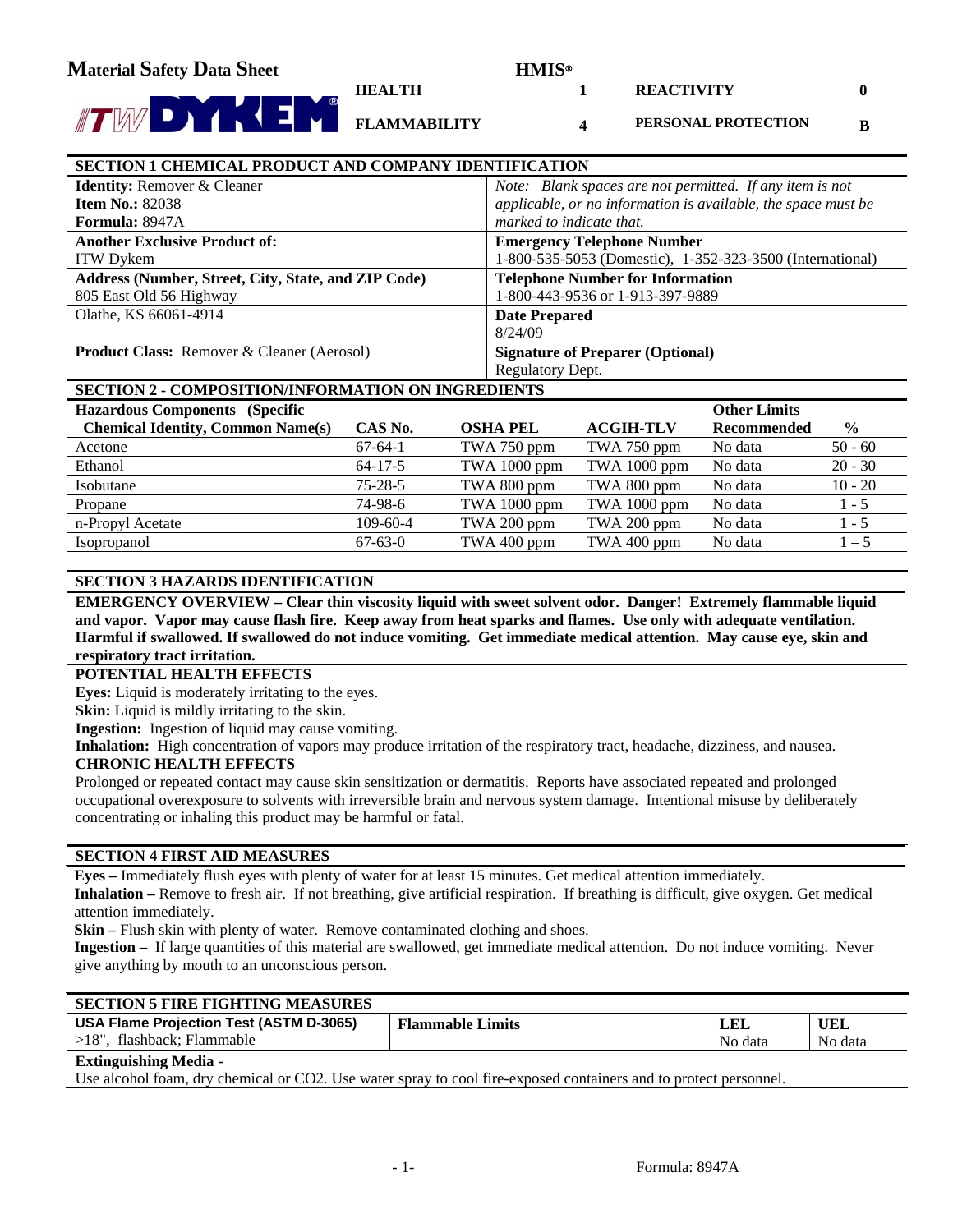# Material Safety Data Sheet

ITW DYKEM

| HMIS® | | | |
|---|---|---|---|
| HEALTH | 1 | REACTIVITY | 0 |
| FLAMMABILITY | 4 | PERSONAL PROTECTION | B |

## SECTION 1 CHEMICAL PRODUCT AND COMPANY IDENTIFICATION

| | |
|---|---|
| **Identity:** Remover & Cleaner<br>**Item No.:** 82038<br>**Formula:** 8947A | *Note: Blank spaces are not permitted. If any item is not applicable, or no information is available, the space must be marked to indicate that.* |
| **Another Exclusive Product of:**<br>ITW Dykem | **Emergency Telephone Number**<br>1-800-535-5053 (Domestic), 1-352-323-3500 (International) |
| **Address (Number, Street, City, State, and ZIP Code)**<br>805 East Old 56 Highway | **Telephone Number for Information**<br>1-800-443-9536 or 1-913-397-9889 |
| Olathe, KS 66061-4914 | **Date Prepared**<br>8/24/09 |
| **Product Class:** Remover & Cleaner (Aerosol) | **Signature of Preparer (Optional)**<br>Regulatory Dept. |

## SECTION 2 - COMPOSITION/INFORMATION ON INGREDIENTS

| Hazardous Components (Specific Chemical Identity, Common Name(s) | CAS No. | OSHA PEL | ACGIH-TLV | Other Limits Recommended | % |
|---|---|---|---|---|---|
| Acetone | 67-64-1 | TWA 750 ppm | TWA 750 ppm | No data | 50 - 60 |
| Ethanol | 64-17-5 | TWA 1000 ppm | TWA 1000 ppm | No data | 20 - 30 |
| Isobutane | 75-28-5 | TWA 800 ppm | TWA 800 ppm | No data | 10 - 20 |
| Propane | 74-98-6 | TWA 1000 ppm | TWA 1000 ppm | No data | 1 - 5 |
| n-Propyl Acetate | 109-60-4 | TWA 200 ppm | TWA 200 ppm | No data | 1 - 5 |
| Isopropanol | 67-63-0 | TWA 400 ppm | TWA 400 ppm | No data | 1 – 5 |

## SECTION 3 HAZARDS IDENTIFICATION

**EMERGENCY OVERVIEW – Clear thin viscosity liquid with sweet solvent odor. Danger! Extremely flammable liquid and vapor. Vapor may cause flash fire. Keep away from heat sparks and flames. Use only with adequate ventilation. Harmful if swallowed. If swallowed do not induce vomiting. Get immediate medical attention. May cause eye, skin and respiratory tract irritation.**

**POTENTIAL HEALTH EFFECTS**

**Eyes:** Liquid is moderately irritating to the eyes.

**Skin:** Liquid is mildly irritating to the skin.

**Ingestion:** Ingestion of liquid may cause vomiting.

**Inhalation:** High concentration of vapors may produce irritation of the respiratory tract, headache, dizziness, and nausea.

**CHRONIC HEALTH EFFECTS**

Prolonged or repeated contact may cause skin sensitization or dermatitis. Reports have associated repeated and prolonged occupational overexposure to solvents with irreversible brain and nervous system damage. Intentional misuse by deliberately concentrating or inhaling this product may be harmful or fatal.

## SECTION 4 FIRST AID MEASURES

**Eyes –** Immediately flush eyes with plenty of water for at least 15 minutes. Get medical attention immediately.

**Inhalation –** Remove to fresh air. If not breathing, give artificial respiration. If breathing is difficult, give oxygen. Get medical attention immediately.

**Skin –** Flush skin with plenty of water. Remove contaminated clothing and shoes.

**Ingestion –** If large quantities of this material are swallowed, get immediate medical attention. Do not induce vomiting. Never give anything by mouth to an unconscious person.

## SECTION 5 FIRE FIGHTING MEASURES

| USA Flame Projection Test (ASTM D-3065) | Flammable Limits | LEL | UEL |
|---|---|---|---|
| >18", flashback; Flammable | | No data | No data |

**Extinguishing Media -**

Use alcohol foam, dry chemical or CO2. Use water spray to cool fire-exposed containers and to protect personnel.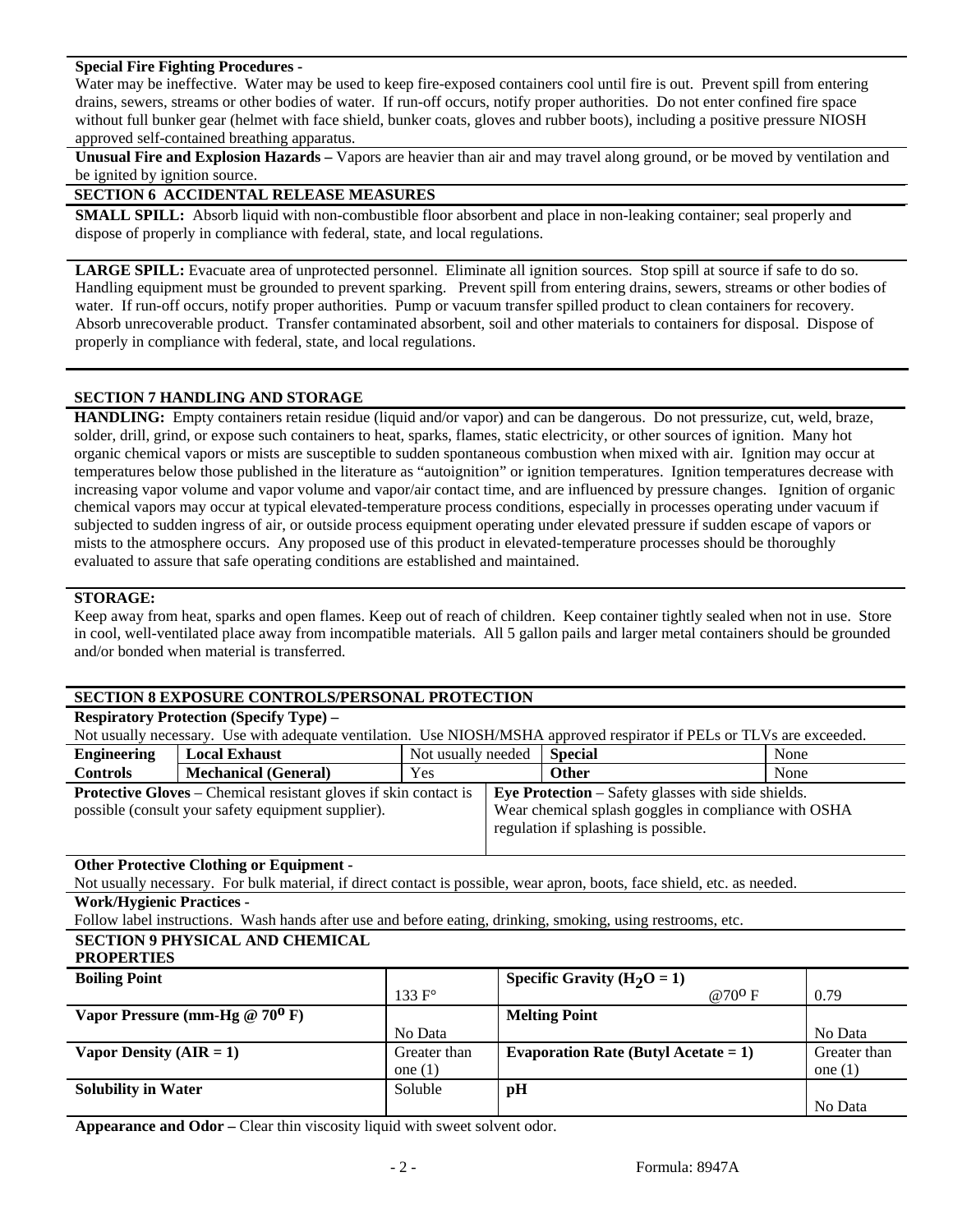**Special Fire Fighting Procedures -**
Water may be ineffective. Water may be used to keep fire-exposed containers cool until fire is out. Prevent spill from entering drains, sewers, streams or other bodies of water. If run-off occurs, notify proper authorities. Do not enter confined fire space without full bunker gear (helmet with face shield, bunker coats, gloves and rubber boots), including a positive pressure NIOSH approved self-contained breathing apparatus.

**Unusual Fire and Explosion Hazards –** Vapors are heavier than air and may travel along ground, or be moved by ventilation and be ignited by ignition source.

## SECTION 6 ACCIDENTAL RELEASE MEASURES

**SMALL SPILL:** Absorb liquid with non-combustible floor absorbent and place in non-leaking container; seal properly and dispose of properly in compliance with federal, state, and local regulations.

**LARGE SPILL:** Evacuate area of unprotected personnel. Eliminate all ignition sources. Stop spill at source if safe to do so. Handling equipment must be grounded to prevent sparking. Prevent spill from entering drains, sewers, streams or other bodies of water. If run-off occurs, notify proper authorities. Pump or vacuum transfer spilled product to clean containers for recovery. Absorb unrecoverable product. Transfer contaminated absorbent, soil and other materials to containers for disposal. Dispose of properly in compliance with federal, state, and local regulations.

## SECTION 7 HANDLING AND STORAGE

**HANDLING:** Empty containers retain residue (liquid and/or vapor) and can be dangerous. Do not pressurize, cut, weld, braze, solder, drill, grind, or expose such containers to heat, sparks, flames, static electricity, or other sources of ignition. Many hot organic chemical vapors or mists are susceptible to sudden spontaneous combustion when mixed with air. Ignition may occur at temperatures below those published in the literature as "autoignition" or ignition temperatures. Ignition temperatures decrease with increasing vapor volume and vapor volume and vapor/air contact time, and are influenced by pressure changes. Ignition of organic chemical vapors may occur at typical elevated-temperature process conditions, especially in processes operating under vacuum if subjected to sudden ingress of air, or outside process equipment operating under elevated pressure if sudden escape of vapors or mists to the atmosphere occurs. Any proposed use of this product in elevated-temperature processes should be thoroughly evaluated to assure that safe operating conditions are established and maintained.

**STORAGE:**
Keep away from heat, sparks and open flames. Keep out of reach of children. Keep container tightly sealed when not in use. Store in cool, well-ventilated place away from incompatible materials. All 5 gallon pails and larger metal containers should be grounded and/or bonded when material is transferred.

## SECTION 8 EXPOSURE CONTROLS/PERSONAL PROTECTION

**Respiratory Protection (Specify Type) –**
Not usually necessary. Use with adequate ventilation. Use NIOSH/MSHA approved respirator if PELs or TLVs are exceeded.

| | | | | |
|---|---|---|---|---|
| **Engineering** | **Local Exhaust** | Not usually needed | **Special** | None |
| **Controls** | **Mechanical (General)** | Yes | **Other** | None |

**Protective Gloves** – Chemical resistant gloves if skin contact is possible (consult your safety equipment supplier).

**Eye Protection** – Safety glasses with side shields. Wear chemical splash goggles in compliance with OSHA regulation if splashing is possible.

**Other Protective Clothing or Equipment -**
Not usually necessary. For bulk material, if direct contact is possible, wear apron, boots, face shield, etc. as needed.

**Work/Hygienic Practices -**
Follow label instructions. Wash hands after use and before eating, drinking, smoking, using restrooms, etc.

## SECTION 9 PHYSICAL AND CHEMICAL PROPERTIES

| | | | |
|---|---|---|---|
| **Boiling Point** | 133 F° | **Specific Gravity ($H_2O = 1$)** @70° F | 0.79 |
| **Vapor Pressure (mm-Hg @ 70° F)** | No Data | **Melting Point** | No Data |
| **Vapor Density (AIR = 1)** | Greater than one (1) | **Evaporation Rate (Butyl Acetate = 1)** | Greater than one (1) |
| **Solubility in Water** | Soluble | **pH** | No Data |

**Appearance and Odor –** Clear thin viscosity liquid with sweet solvent odor.

Formula: 8947A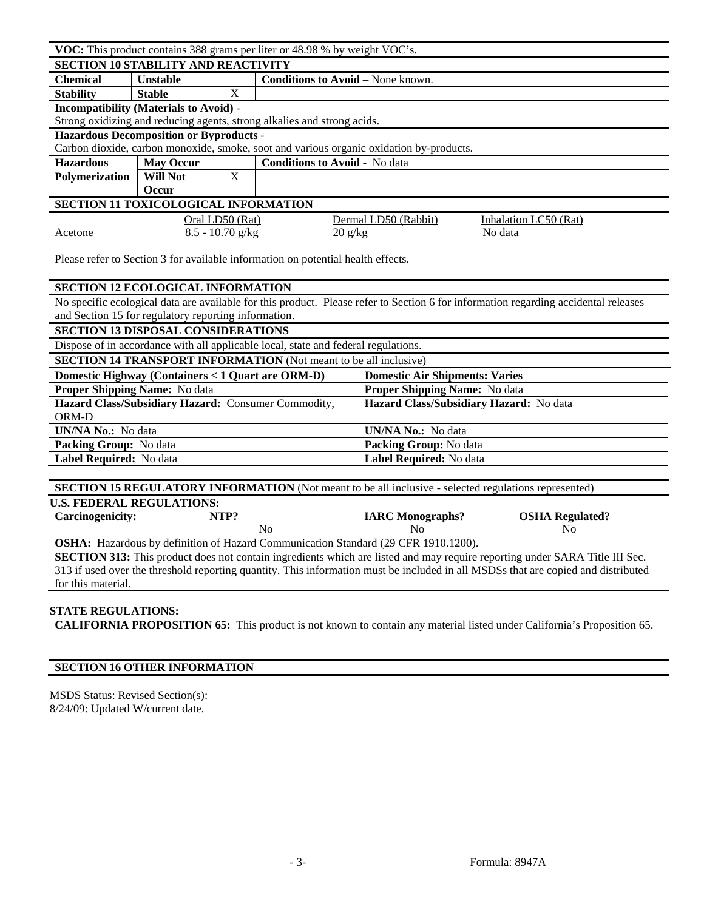**VOC:** This product contains 388 grams per liter or 48.98 % by weight VOC's.

## SECTION 10 STABILITY AND REACTIVITY

| **Chemical** | **Unstable** | | **Conditions to Avoid** – None known. |
|---|---|---|---|
| **Stability** | **Stable** | X | |

**Incompatibility (Materials to Avoid)** -
Strong oxidizing and reducing agents, strong alkalies and strong acids.

**Hazardous Decomposition or Byproducts** -
Carbon dioxide, carbon monoxide, smoke, soot and various organic oxidation by-products.

| **Hazardous** | **May Occur** | | **Conditions to Avoid** - No data |
|---|---|---|---|
| **Polymerization** | **Will Not Occur** | X | |

## SECTION 11 TOXICOLOGICAL INFORMATION

| | Oral LD50 (Rat) | Dermal LD50 (Rabbit) | Inhalation LC50 (Rat) |
|---|---|---|---|
| Acetone | 8.5 - 10.70 g/kg | 20 g/kg | No data |

Please refer to Section 3 for available information on potential health effects.

## SECTION 12 ECOLOGICAL INFORMATION

No specific ecological data are available for this product. Please refer to Section 6 for information regarding accidental releases and Section 15 for regulatory reporting information.

## SECTION 13 DISPOSAL CONSIDERATIONS

Dispose of in accordance with all applicable local, state and federal regulations.

## SECTION 14 TRANSPORT INFORMATION (Not meant to be all inclusive)

| **Domestic Highway (Containers < 1 Quart are ORM-D)** | **Domestic Air Shipments: Varies** |
|---|---|
| **Proper Shipping Name:** No data | **Proper Shipping Name:** No data |
| **Hazard Class/Subsidiary Hazard:** Consumer Commodity, ORM-D | **Hazard Class/Subsidiary Hazard:** No data |
| **UN/NA No.:** No data | **UN/NA No.:** No data |
| **Packing Group:** No data | **Packing Group:** No data |
| **Label Required:** No data | **Label Required:** No data |

## SECTION 15 REGULATORY INFORMATION (Not meant to be all inclusive - selected regulations represented)

**U.S. FEDERAL REGULATIONS:**

| **Carcinogenicity:** | **NTP?** | **IARC Monographs?** | **OSHA Regulated?** |
|---|---|---|---|
| | No | No | No |

**OSHA:** Hazardous by definition of Hazard Communication Standard (29 CFR 1910.1200).

**SECTION 313:** This product does not contain ingredients which are listed and may require reporting under SARA Title III Sec. 313 if used over the threshold reporting quantity. This information must be included in all MSDSs that are copied and distributed for this material.

**STATE REGULATIONS:**

**CALIFORNIA PROPOSITION 65:** This product is not known to contain any material listed under California's Proposition 65.

## SECTION 16 OTHER INFORMATION

MSDS Status: Revised Section(s):
8/24/09: Updated W/current date.

Formula: 8947A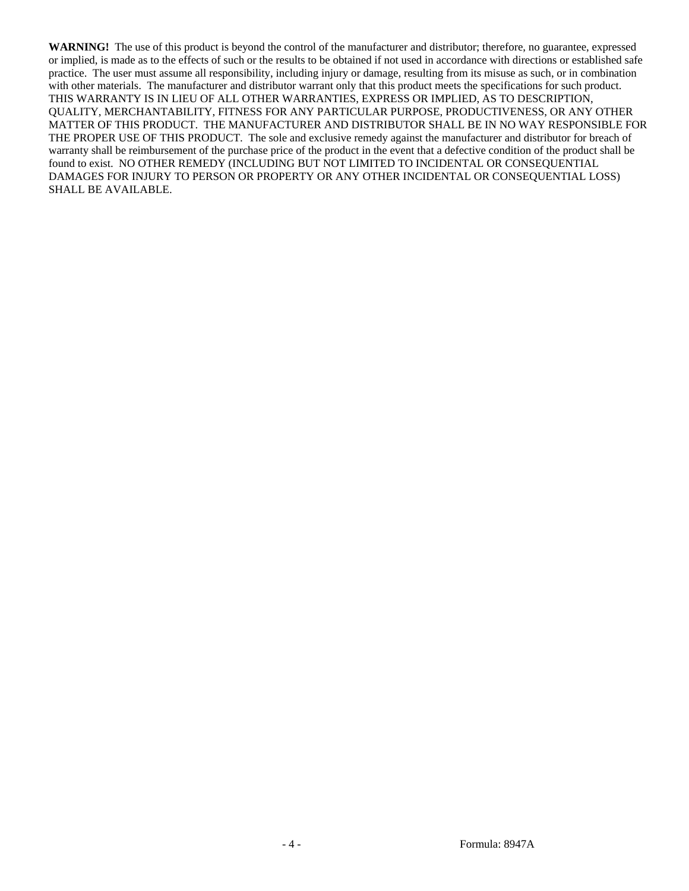**WARNING!** The use of this product is beyond the control of the manufacturer and distributor; therefore, no guarantee, expressed or implied, is made as to the effects of such or the results to be obtained if not used in accordance with directions or established safe practice. The user must assume all responsibility, including injury or damage, resulting from its misuse as such, or in combination with other materials. The manufacturer and distributor warrant only that this product meets the specifications for such product. THIS WARRANTY IS IN LIEU OF ALL OTHER WARRANTIES, EXPRESS OR IMPLIED, AS TO DESCRIPTION, QUALITY, MERCHANTABILITY, FITNESS FOR ANY PARTICULAR PURPOSE, PRODUCTIVENESS, OR ANY OTHER MATTER OF THIS PRODUCT. THE MANUFACTURER AND DISTRIBUTOR SHALL BE IN NO WAY RESPONSIBLE FOR THE PROPER USE OF THIS PRODUCT. The sole and exclusive remedy against the manufacturer and distributor for breach of warranty shall be reimbursement of the purchase price of the product in the event that a defective condition of the product shall be found to exist. NO OTHER REMEDY (INCLUDING BUT NOT LIMITED TO INCIDENTAL OR CONSEQUENTIAL DAMAGES FOR INJURY TO PERSON OR PROPERTY OR ANY OTHER INCIDENTAL OR CONSEQUENTIAL LOSS) SHALL BE AVAILABLE.

Formula: 8947A